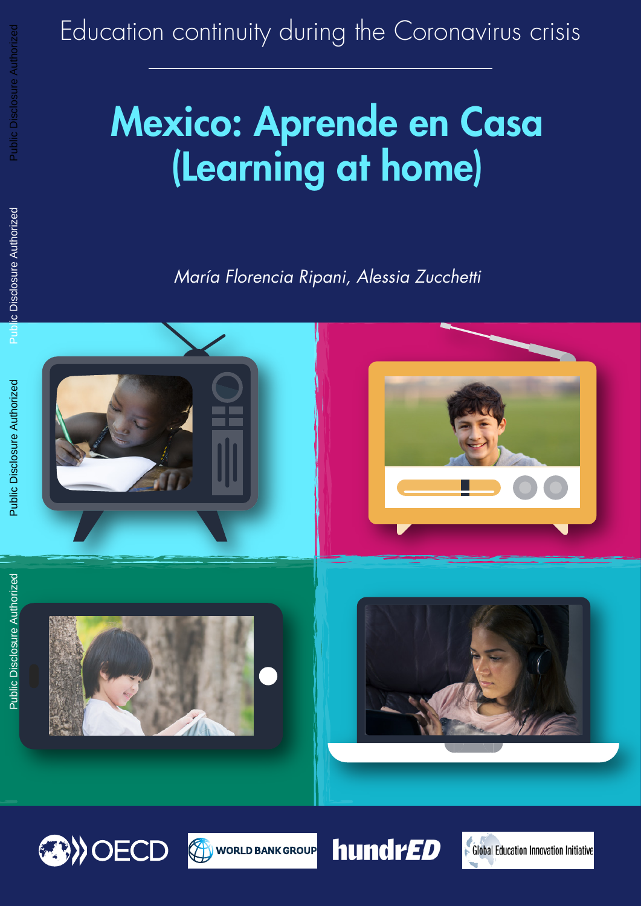Education continuity during the Coronavirus crisis

# Mexico: Aprende en Casa (Learning at home)

*María Florencia Ripani, Alessia Zucchetti*

Public Disclosure Authorized

OECD | WORLD BANK GROUP | hundrED | Global Education Innovation Initiative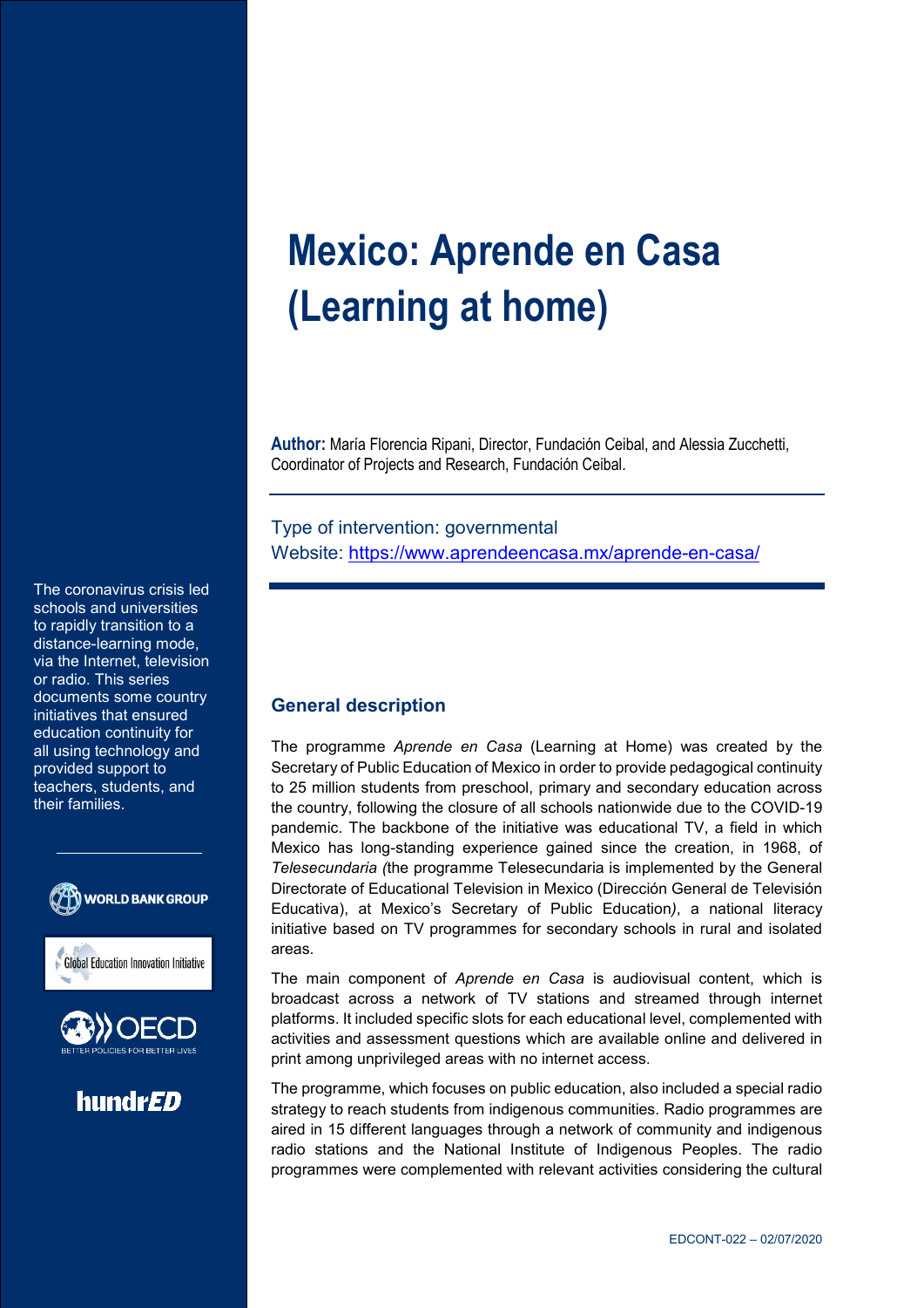# Mexico: Aprende en Casa (Learning at home)

**Author:** María Florencia Ripani, Director, Fundación Ceibal, and Alessia Zucchetti, Coordinator of Projects and Research, Fundación Ceibal.

Type of intervention: governmental

Website: https://www.aprendeencasa.mx/aprende-en-casa/

The coronavirus crisis led schools and universities to rapidly transition to a distance-learning mode, via the Internet, television or radio. This series documents some country initiatives that ensured education continuity for all using technology and provided support to teachers, students, and their families.

WORLD BANK GROUP

Global Education Innovation Initiative

OECD BETTER POLICIES FOR BETTER LIVES

hundrED

## General description

The programme *Aprende en Casa* (Learning at Home) was created by the Secretary of Public Education of Mexico in order to provide pedagogical continuity to 25 million students from preschool, primary and secondary education across the country, following the closure of all schools nationwide due to the COVID-19 pandemic. The backbone of the initiative was educational TV, a field in which Mexico has long-standing experience gained since the creation, in 1968, of *Telesecundaria (*the programme Telesecundaria is implemented by the General Directorate of Educational Television in Mexico (Dirección General de Televisión Educativa), at Mexico's Secretary of Public Education), a national literacy initiative based on TV programmes for secondary schools in rural and isolated areas.

The main component of *Aprende en Casa* is audiovisual content, which is broadcast across a network of TV stations and streamed through internet platforms. It included specific slots for each educational level, complemented with activities and assessment questions which are available online and delivered in print among unprivileged areas with no internet access.

The programme, which focuses on public education, also included a special radio strategy to reach students from indigenous communities. Radio programmes are aired in 15 different languages through a network of community and indigenous radio stations and the National Institute of Indigenous Peoples. The radio programmes were complemented with relevant activities considering the cultural

EDCONT-022 – 02/07/2020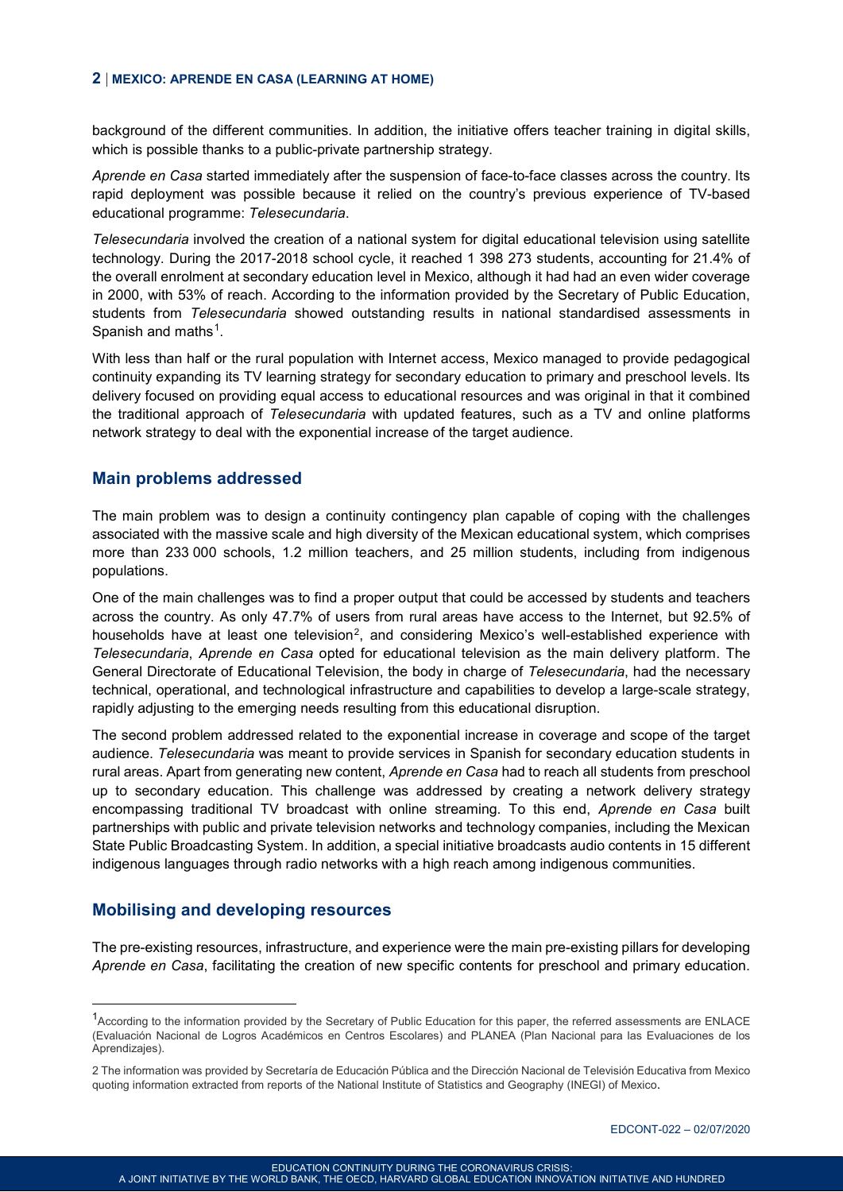background of the different communities. In addition, the initiative offers teacher training in digital skills, which is possible thanks to a public-private partnership strategy.

*Aprende en Casa* started immediately after the suspension of face-to-face classes across the country. Its rapid deployment was possible because it relied on the country's previous experience of TV-based educational programme: *Telesecundaria*.

*Telesecundaria* involved the creation of a national system for digital educational television using satellite technology. During the 2017-2018 school cycle, it reached 1 398 273 students, accounting for 21.4% of the overall enrolment at secondary education level in Mexico, although it had had an even wider coverage in 2000, with 53% of reach. According to the information provided by the Secretary of Public Education, students from *Telesecundaria* showed outstanding results in national standardised assessments in Spanish and maths[1].

With less than half or the rural population with Internet access, Mexico managed to provide pedagogical continuity expanding its TV learning strategy for secondary education to primary and preschool levels. Its delivery focused on providing equal access to educational resources and was original in that it combined the traditional approach of *Telesecundaria* with updated features, such as a TV and online platforms network strategy to deal with the exponential increase of the target audience.

## Main problems addressed

The main problem was to design a continuity contingency plan capable of coping with the challenges associated with the massive scale and high diversity of the Mexican educational system, which comprises more than 233 000 schools, 1.2 million teachers, and 25 million students, including from indigenous populations.

One of the main challenges was to find a proper output that could be accessed by students and teachers across the country. As only 47.7% of users from rural areas have access to the Internet, but 92.5% of households have at least one television[2], and considering Mexico's well-established experience with *Telesecundaria*, *Aprende en Casa* opted for educational television as the main delivery platform. The General Directorate of Educational Television, the body in charge of *Telesecundaria*, had the necessary technical, operational, and technological infrastructure and capabilities to develop a large-scale strategy, rapidly adjusting to the emerging needs resulting from this educational disruption.

The second problem addressed related to the exponential increase in coverage and scope of the target audience. *Telesecundaria* was meant to provide services in Spanish for secondary education students in rural areas. Apart from generating new content, *Aprende en Casa* had to reach all students from preschool up to secondary education. This challenge was addressed by creating a network delivery strategy encompassing traditional TV broadcast with online streaming. To this end, *Aprende en Casa* built partnerships with public and private television networks and technology companies, including the Mexican State Public Broadcasting System. In addition, a special initiative broadcasts audio contents in 15 different indigenous languages through radio networks with a high reach among indigenous communities.

## Mobilising and developing resources

The pre-existing resources, infrastructure, and experience were the main pre-existing pillars for developing *Aprende en Casa*, facilitating the creation of new specific contents for preschool and primary education.

---

[1] According to the information provided by the Secretary of Public Education for this paper, the referred assessments are ENLACE (Evaluación Nacional de Logros Académicos en Centros Escolares) and PLANEA (Plan Nacional para las Evaluaciones de los Aprendizajes).

[2] The information was provided by Secretaría de Educación Pública and the Dirección Nacional de Televisión Educativa from Mexico quoting information extracted from reports of the National Institute of Statistics and Geography (INEGI) of Mexico.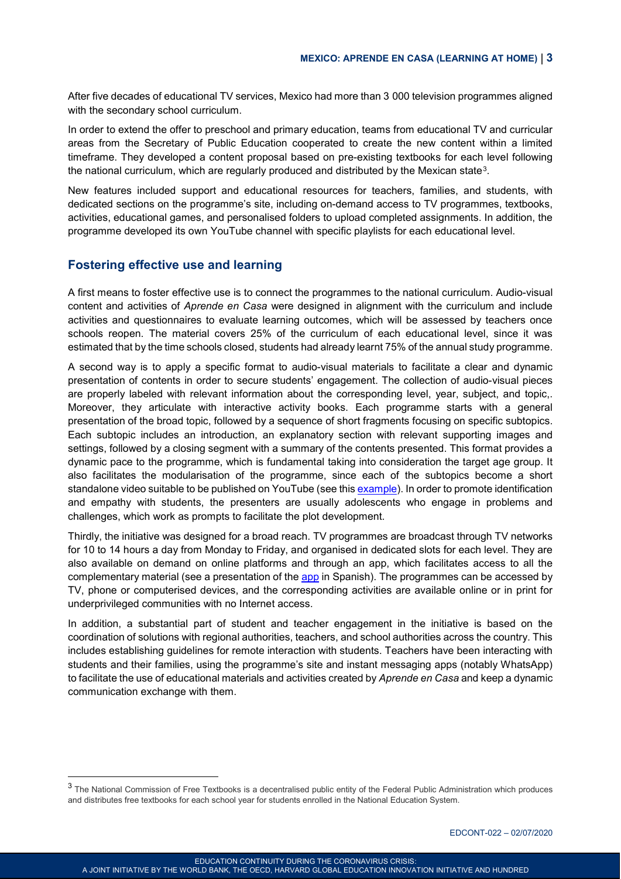After five decades of educational TV services, Mexico had more than 3 000 television programmes aligned with the secondary school curriculum.

In order to extend the offer to preschool and primary education, teams from educational TV and curricular areas from the Secretary of Public Education cooperated to create the new content within a limited timeframe. They developed a content proposal based on pre-existing textbooks for each level following the national curriculum, which are regularly produced and distributed by the Mexican state[3].

New features included support and educational resources for teachers, families, and students, with dedicated sections on the programme's site, including on-demand access to TV programmes, textbooks, activities, educational games, and personalised folders to upload completed assignments. In addition, the programme developed its own YouTube channel with specific playlists for each educational level.

## Fostering effective use and learning

A first means to foster effective use is to connect the programmes to the national curriculum. Audio-visual content and activities of *Aprende en Casa* were designed in alignment with the curriculum and include activities and questionnaires to evaluate learning outcomes, which will be assessed by teachers once schools reopen. The material covers 25% of the curriculum of each educational level, since it was estimated that by the time schools closed, students had already learnt 75% of the annual study programme.

A second way is to apply a specific format to audio-visual materials to facilitate a clear and dynamic presentation of contents in order to secure students' engagement. The collection of audio-visual pieces are properly labeled with relevant information about the corresponding level, year, subject, and topic,. Moreover, they articulate with interactive activity books. Each programme starts with a general presentation of the broad topic, followed by a sequence of short fragments focusing on specific subtopics. Each subtopic includes an introduction, an explanatory section with relevant supporting images and settings, followed by a closing segment with a summary of the contents presented. This format provides a dynamic pace to the programme, which is fundamental taking into consideration the target age group. It also facilitates the modularisation of the programme, since each of the subtopics become a short standalone video suitable to be published on YouTube (see this example). In order to promote identification and empathy with students, the presenters are usually adolescents who engage in problems and challenges, which work as prompts to facilitate the plot development.

Thirdly, the initiative was designed for a broad reach. TV programmes are broadcast through TV networks for 10 to 14 hours a day from Monday to Friday, and organised in dedicated slots for each level. They are also available on demand on online platforms and through an app, which facilitates access to all the complementary material (see a presentation of the app in Spanish). The programmes can be accessed by TV, phone or computerised devices, and the corresponding activities are available online or in print for underprivileged communities with no Internet access.

In addition, a substantial part of student and teacher engagement in the initiative is based on the coordination of solutions with regional authorities, teachers, and school authorities across the country. This includes establishing guidelines for remote interaction with students. Teachers have been interacting with students and their families, using the programme's site and instant messaging apps (notably WhatsApp) to facilitate the use of educational materials and activities created by *Aprende en Casa* and keep a dynamic communication exchange with them.

---

[3] The National Commission of Free Textbooks is a decentralised public entity of the Federal Public Administration which produces and distributes free textbooks for each school year for students enrolled in the National Education System.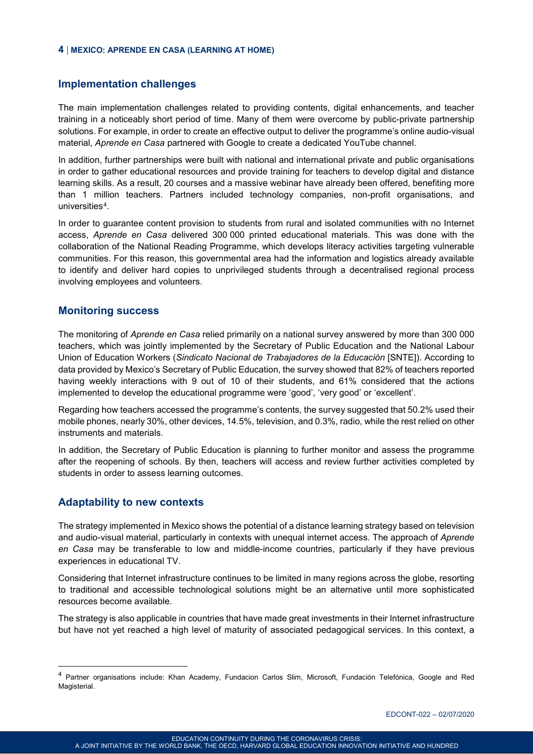## Implementation challenges

The main implementation challenges related to providing contents, digital enhancements, and teacher training in a noticeably short period of time. Many of them were overcome by public-private partnership solutions. For example, in order to create an effective output to deliver the programme's online audio-visual material, *Aprende en Casa* partnered with Google to create a dedicated YouTube channel.

In addition, further partnerships were built with national and international private and public organisations in order to gather educational resources and provide training for teachers to develop digital and distance learning skills. As a result, 20 courses and a massive webinar have already been offered, benefiting more than 1 million teachers. Partners included technology companies, non-profit organisations, and universities[4].

In order to guarantee content provision to students from rural and isolated communities with no Internet access, *Aprende en Casa* delivered 300 000 printed educational materials. This was done with the collaboration of the National Reading Programme, which develops literacy activities targeting vulnerable communities. For this reason, this governmental area had the information and logistics already available to identify and deliver hard copies to unprivileged students through a decentralised regional process involving employees and volunteers.

## Monitoring success

The monitoring of *Aprende en Casa* relied primarily on a national survey answered by more than 300 000 teachers, which was jointly implemented by the Secretary of Public Education and the National Labour Union of Education Workers (*Sindicato Nacional de Trabajadores de la Educación* [SNTE]). According to data provided by Mexico's Secretary of Public Education, the survey showed that 82% of teachers reported having weekly interactions with 9 out of 10 of their students, and 61% considered that the actions implemented to develop the educational programme were 'good', 'very good' or 'excellent'.

Regarding how teachers accessed the programme's contents, the survey suggested that 50.2% used their mobile phones, nearly 30%, other devices, 14.5%, television, and 0.3%, radio, while the rest relied on other instruments and materials.

In addition, the Secretary of Public Education is planning to further monitor and assess the programme after the reopening of schools. By then, teachers will access and review further activities completed by students in order to assess learning outcomes.

## Adaptability to new contexts

The strategy implemented in Mexico shows the potential of a distance learning strategy based on television and audio-visual material, particularly in contexts with unequal internet access. The approach of *Aprende en Casa* may be transferable to low and middle-income countries, particularly if they have previous experiences in educational TV.

Considering that Internet infrastructure continues to be limited in many regions across the globe, resorting to traditional and accessible technological solutions might be an alternative until more sophisticated resources become available.

The strategy is also applicable in countries that have made great investments in their Internet infrastructure but have not yet reached a high level of maturity of associated pedagogical services. In this context, a

---

[4] Partner organisations include: Khan Academy, Fundacion Carlos Slim, Microsoft, Fundación Telefónica, Google and Red Magisterial.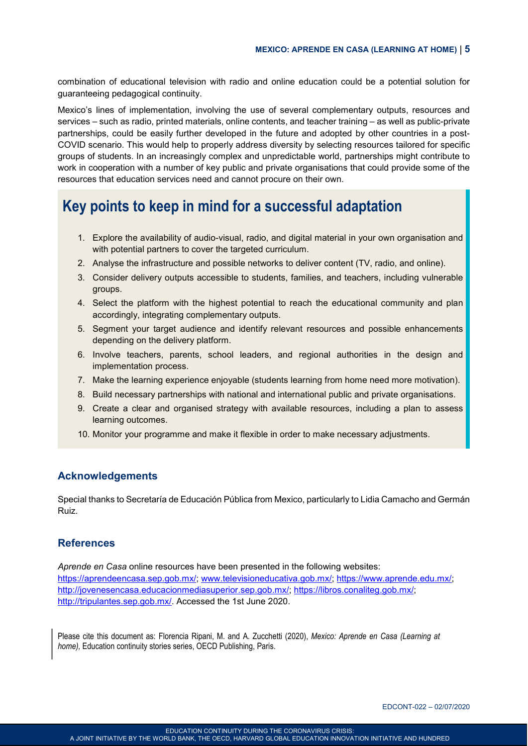combination of educational television with radio and online education could be a potential solution for guaranteeing pedagogical continuity.

Mexico's lines of implementation, involving the use of several complementary outputs, resources and services – such as radio, printed materials, online contents, and teacher training – as well as public-private partnerships, could be easily further developed in the future and adopted by other countries in a post-COVID scenario. This would help to properly address diversity by selecting resources tailored for specific groups of students. In an increasingly complex and unpredictable world, partnerships might contribute to work in cooperation with a number of key public and private organisations that could provide some of the resources that education services need and cannot procure on their own.

## Key points to keep in mind for a successful adaptation

1. Explore the availability of audio-visual, radio, and digital material in your own organisation and with potential partners to cover the targeted curriculum.
2. Analyse the infrastructure and possible networks to deliver content (TV, radio, and online).
3. Consider delivery outputs accessible to students, families, and teachers, including vulnerable groups.
4. Select the platform with the highest potential to reach the educational community and plan accordingly, integrating complementary outputs.
5. Segment your target audience and identify relevant resources and possible enhancements depending on the delivery platform.
6. Involve teachers, parents, school leaders, and regional authorities in the design and implementation process.
7. Make the learning experience enjoyable (students learning from home need more motivation).
8. Build necessary partnerships with national and international public and private organisations.
9. Create a clear and organised strategy with available resources, including a plan to assess learning outcomes.
10. Monitor your programme and make it flexible in order to make necessary adjustments.

### Acknowledgements

Special thanks to Secretaría de Educación Pública from Mexico, particularly to Lidia Camacho and Germán Ruiz.

### References

*Aprende en Casa* online resources have been presented in the following websites: https://aprendeencasa.sep.gob.mx/; www.televisioneducativa.gob.mx/; https://www.aprende.edu.mx/; http://jovenesencasa.educacionmediasuperior.sep.gob.mx/; https://libros.conaliteg.gob.mx/; http://tripulantes.sep.gob.mx/. Accessed the 1st June 2020.

Please cite this document as: Florencia Ripani, M. and A. Zucchetti (2020), *Mexico: Aprende en Casa (Learning at home)*, Education continuity stories series, OECD Publishing, Paris.

EDCONT-022 – 02/07/2020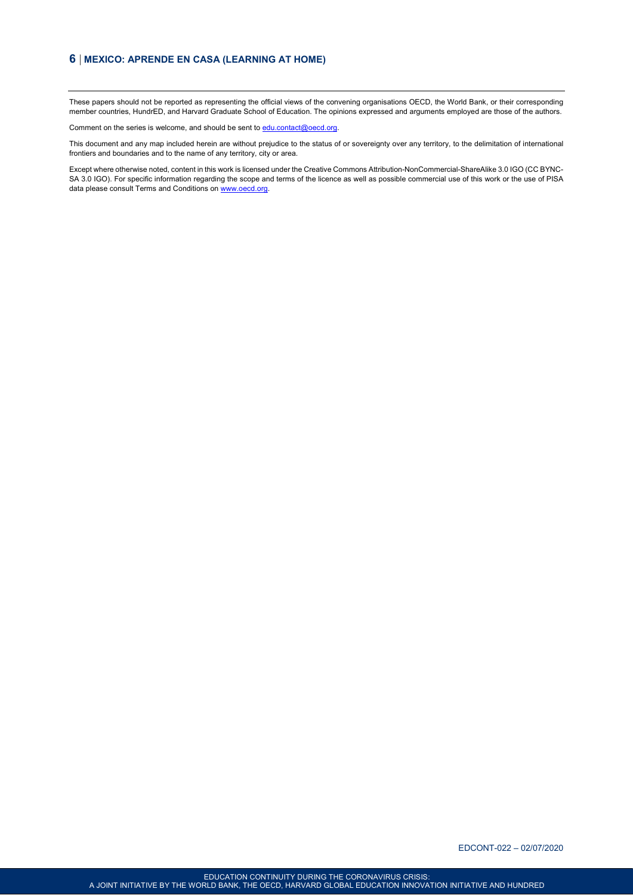These papers should not be reported as representing the official views of the convening organisations OECD, the World Bank, or their corresponding member countries, HundrED, and Harvard Graduate School of Education. The opinions expressed and arguments employed are those of the authors.

Comment on the series is welcome, and should be sent to edu.contact@oecd.org.

This document and any map included herein are without prejudice to the status of or sovereignty over any territory, to the delimitation of international frontiers and boundaries and to the name of any territory, city or area.

Except where otherwise noted, content in this work is licensed under the Creative Commons Attribution-NonCommercial-ShareAlike 3.0 IGO (CC BYNC-SA 3.0 IGO). For specific information regarding the scope and terms of the licence as well as possible commercial use of this work or the use of PISA data please consult Terms and Conditions on www.oecd.org.

EDCONT-022 – 02/07/2020